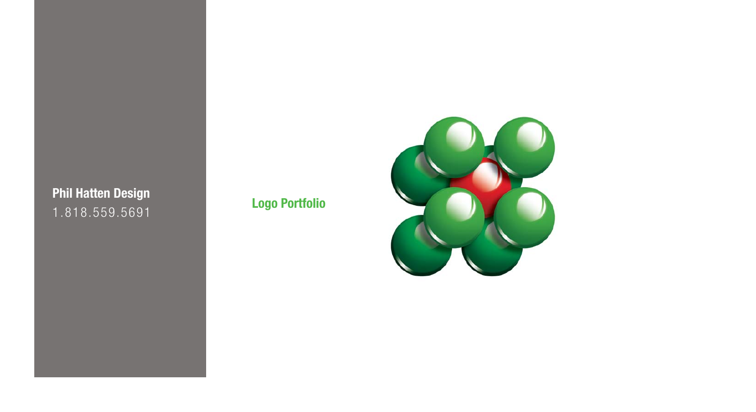**Phil Hatten Design**
1.818.559.5691

## Logo Portfolio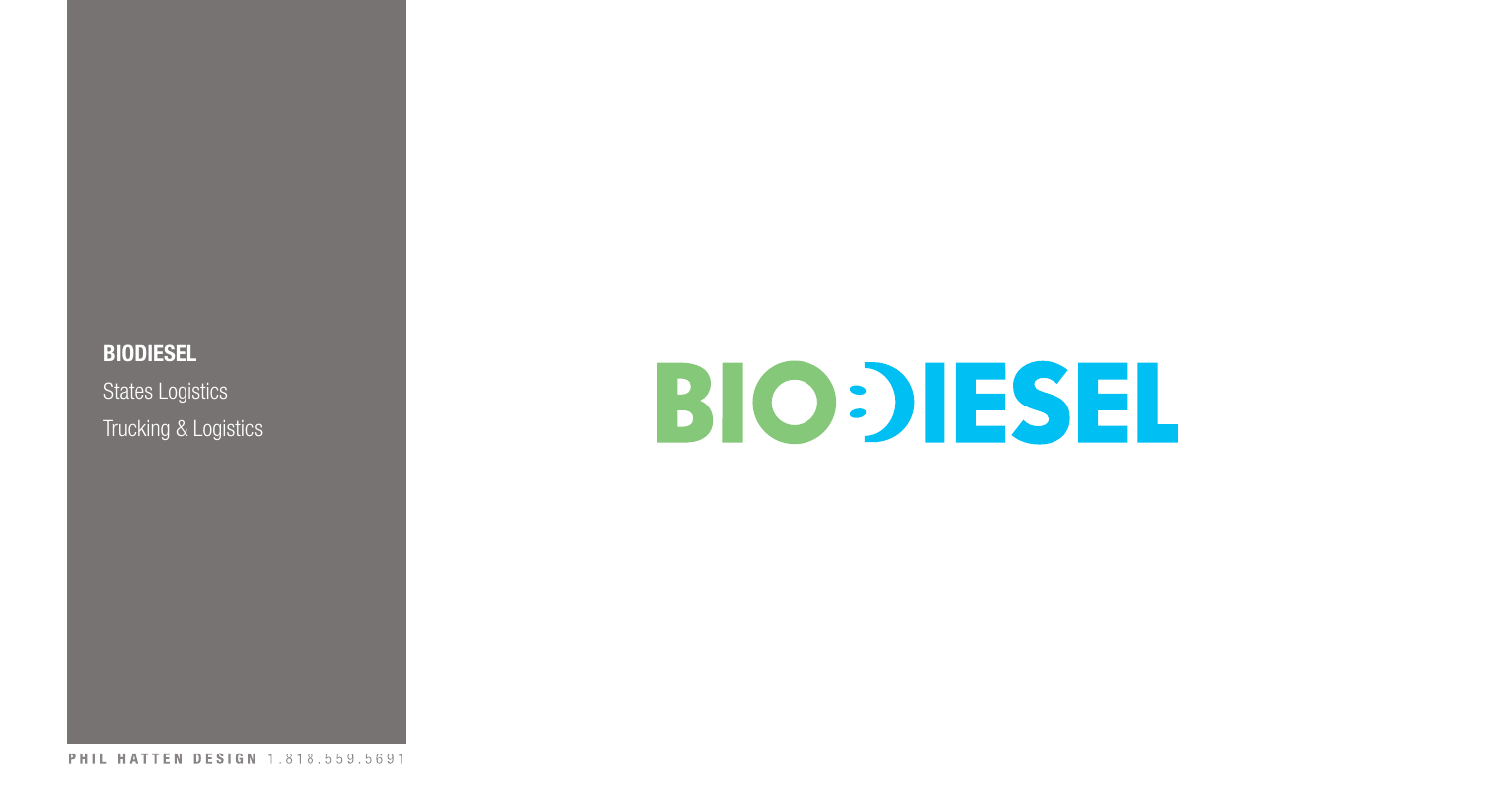**BIODIESEL**

States Logistics

Trucking & Logistics

BIODIESEL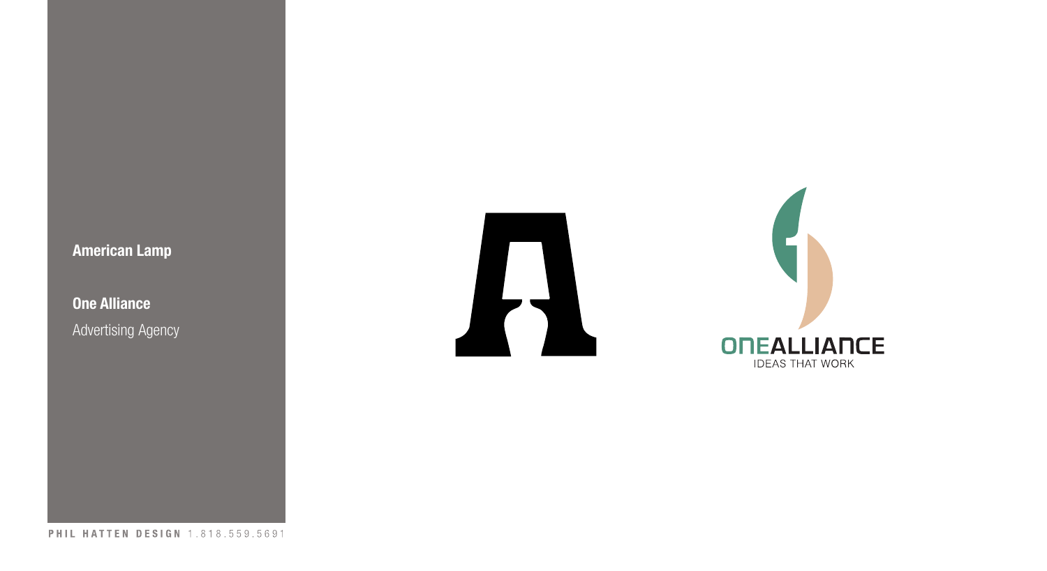**American Lamp**

**One Alliance**

Advertising Agency

ONEALLIANCE

IDEAS THAT WORK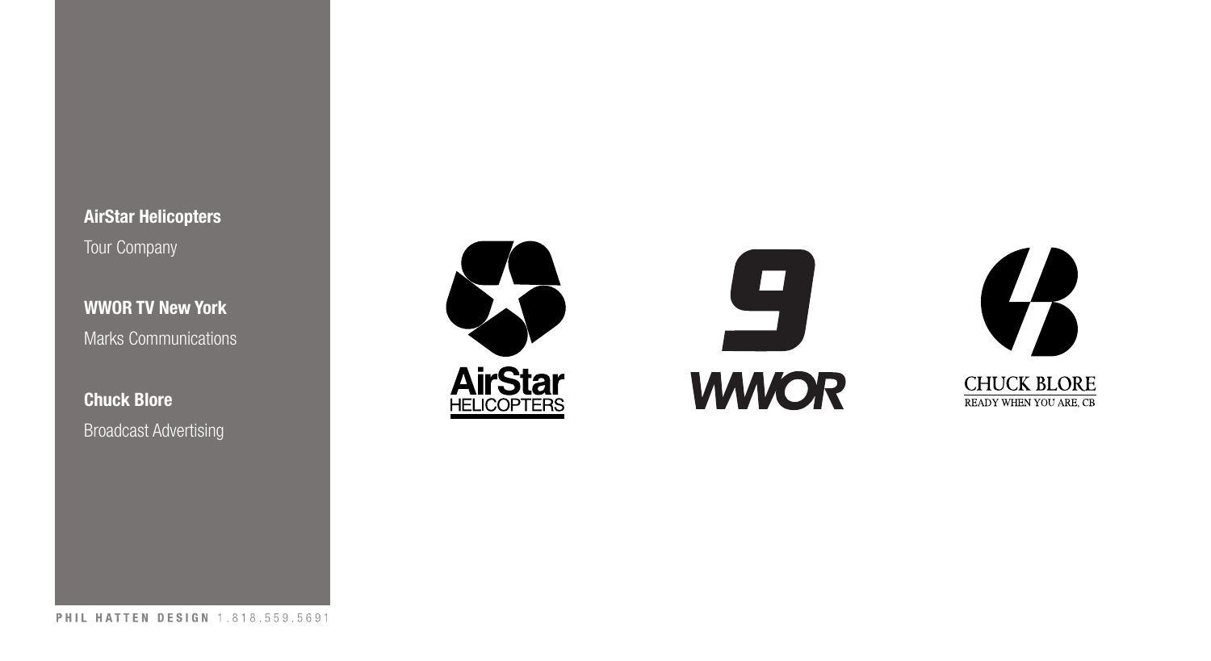**AirStar Helicopters**

Tour Company

**WWOR TV New York**

Marks Communications

**Chuck Blore**

Broadcast Advertising

AirStar HELICOPTERS

9 WWOR

CHUCK BLORE

READY WHEN YOU ARE, CB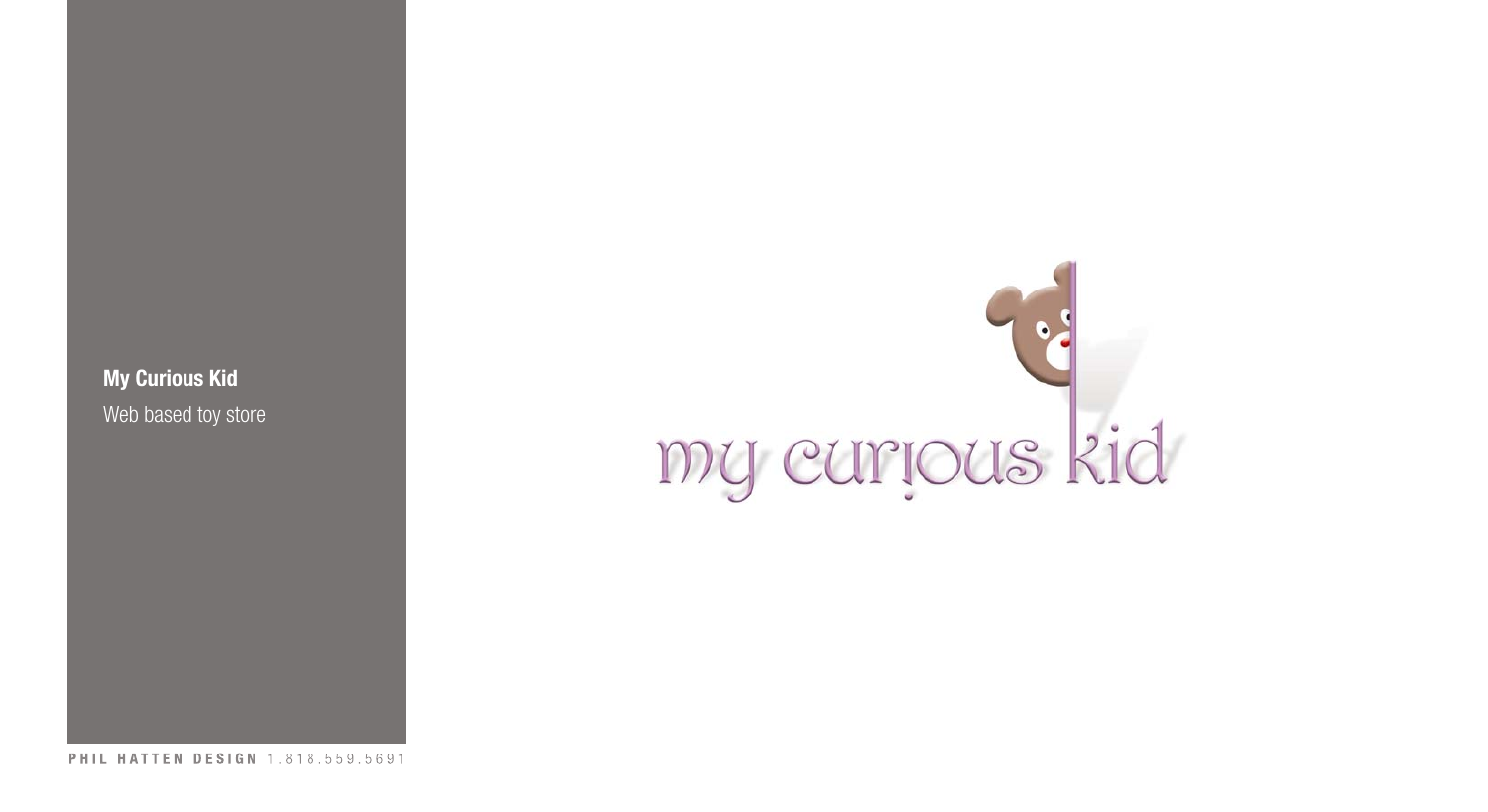**My Curious Kid**

Web based toy store

my curious kid

PHIL HATTEN DESIGN 1.818.559.5691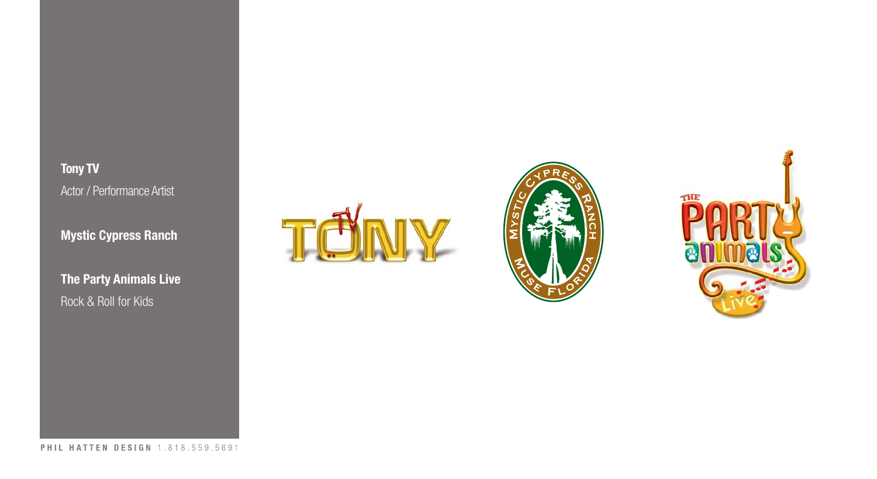**Tony TV**
Actor / Performance Artist

**Mystic Cypress Ranch**

**The Party Animals Live**
Rock & Roll for Kids

PHIL HATTEN DESIGN 1.818.559.5691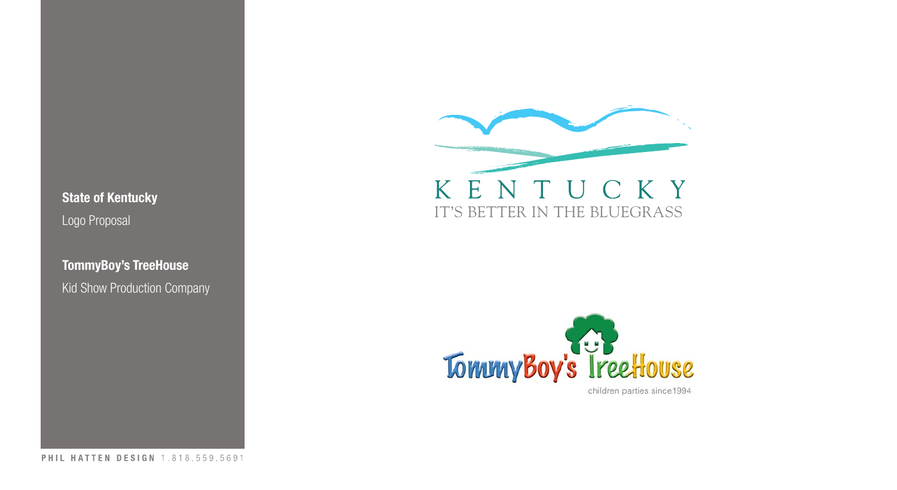**State of Kentucky**

Logo Proposal

**TommyBoy's TreeHouse**

Kid Show Production Company

KENTUCKY

IT'S BETTER IN THE BLUEGRASS

TommyBoy's TreeHouse

children parties since1994

**PHIL HATTEN DESIGN** 1.818.559.5691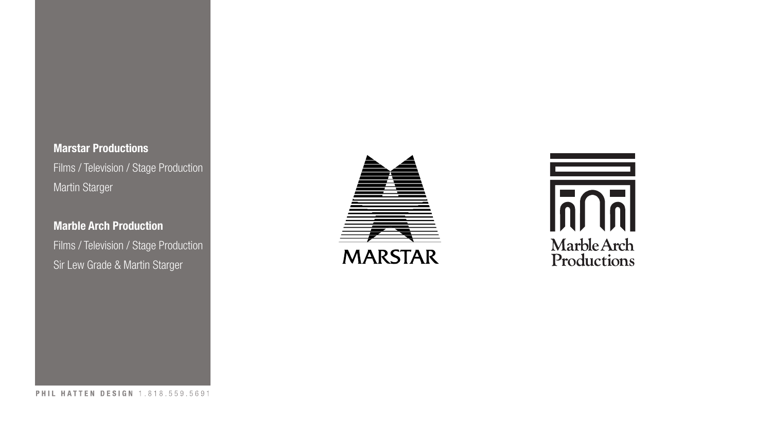**Marstar Productions**

Films / Television / Stage Production

Martin Starger

**Marble Arch Production**

Films / Television / Stage Production

Sir Lew Grade & Martin Starger

MARSTAR

Marble Arch Productions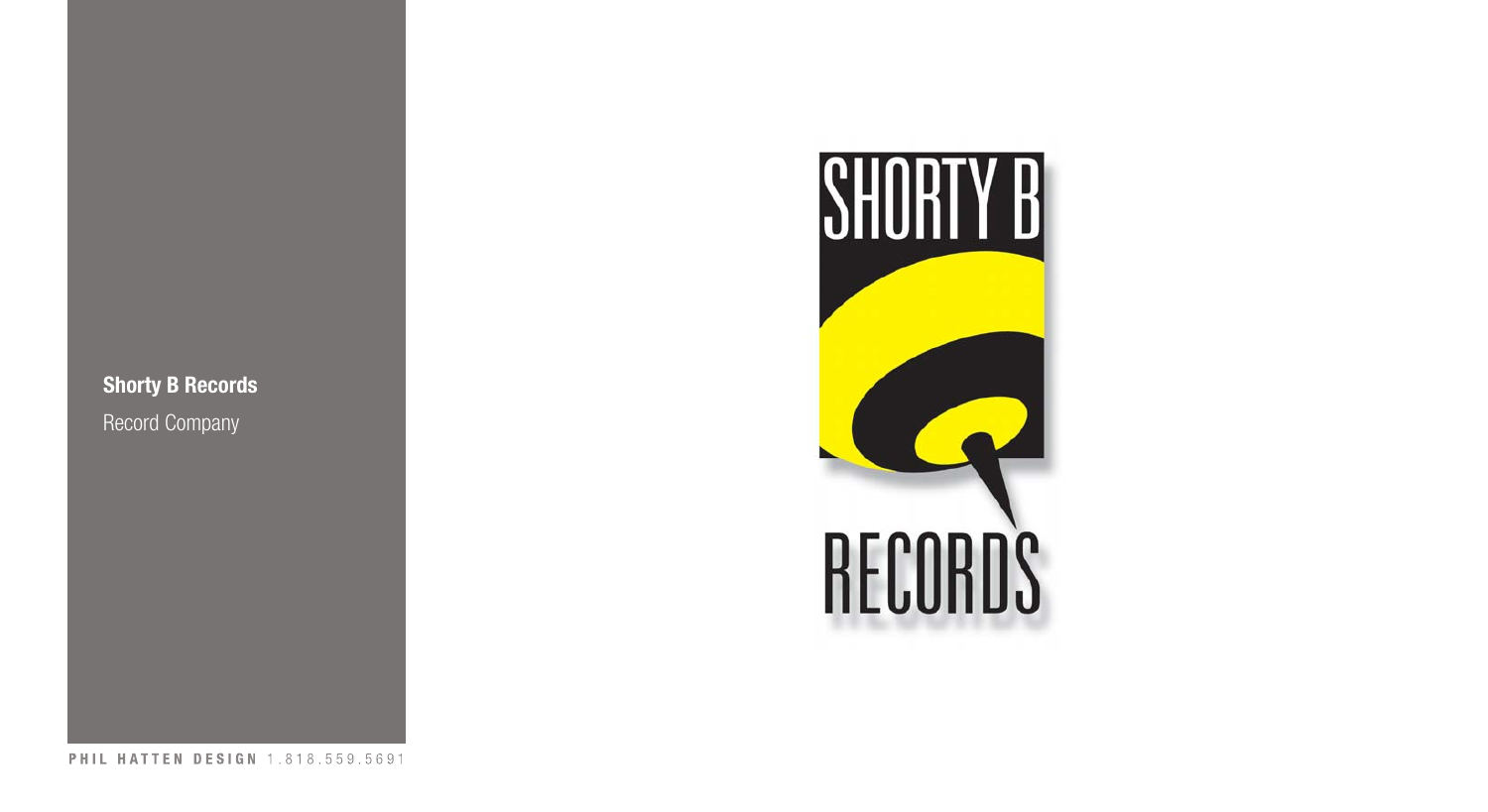**Shorty B Records**

Record Company

SHORTY B

RECORDS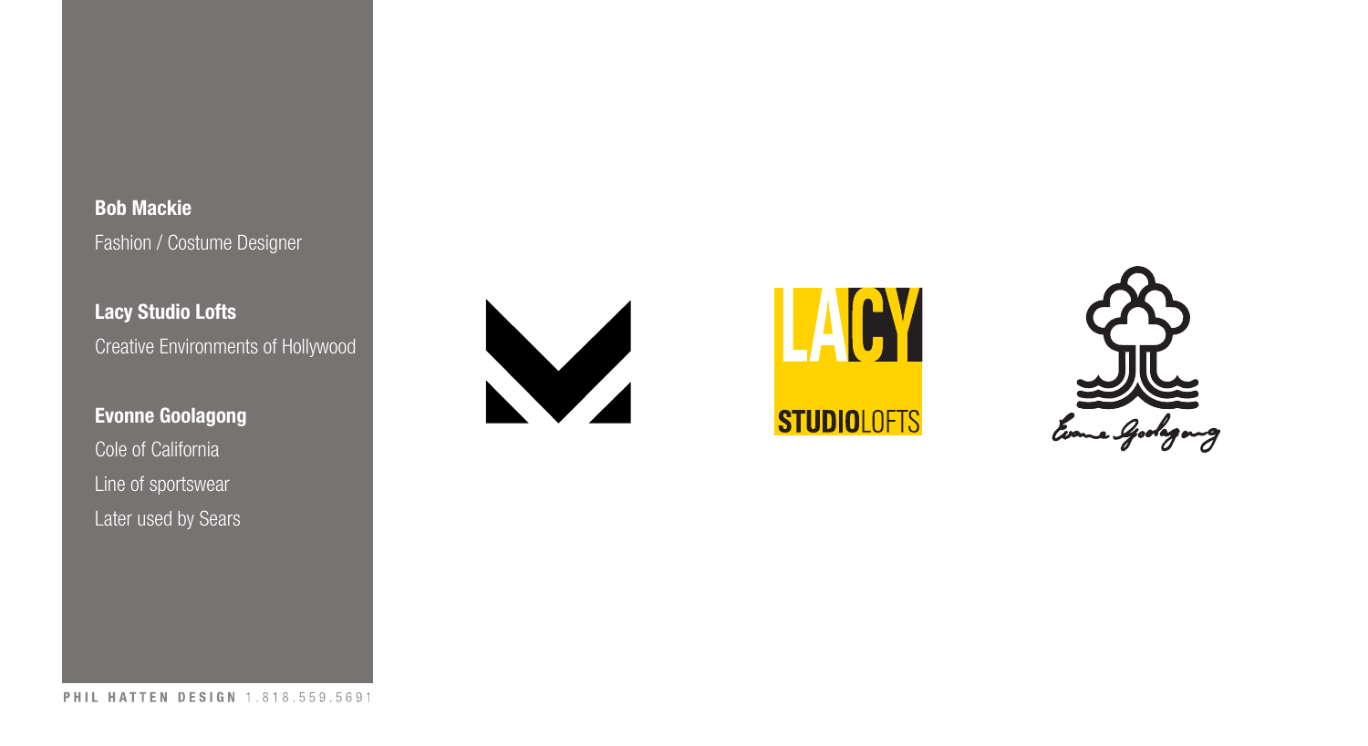**Bob Mackie**

Fashion / Costume Designer

**Lacy Studio Lofts**

Creative Environments of Hollywood

**Evonne Goolagong**

Cole of California

Line of sportswear

Later used by Sears

LACY

STUDIOLOFTS

Evonne Goolagong

PHIL HATTEN DESIGN 1.818.559.5691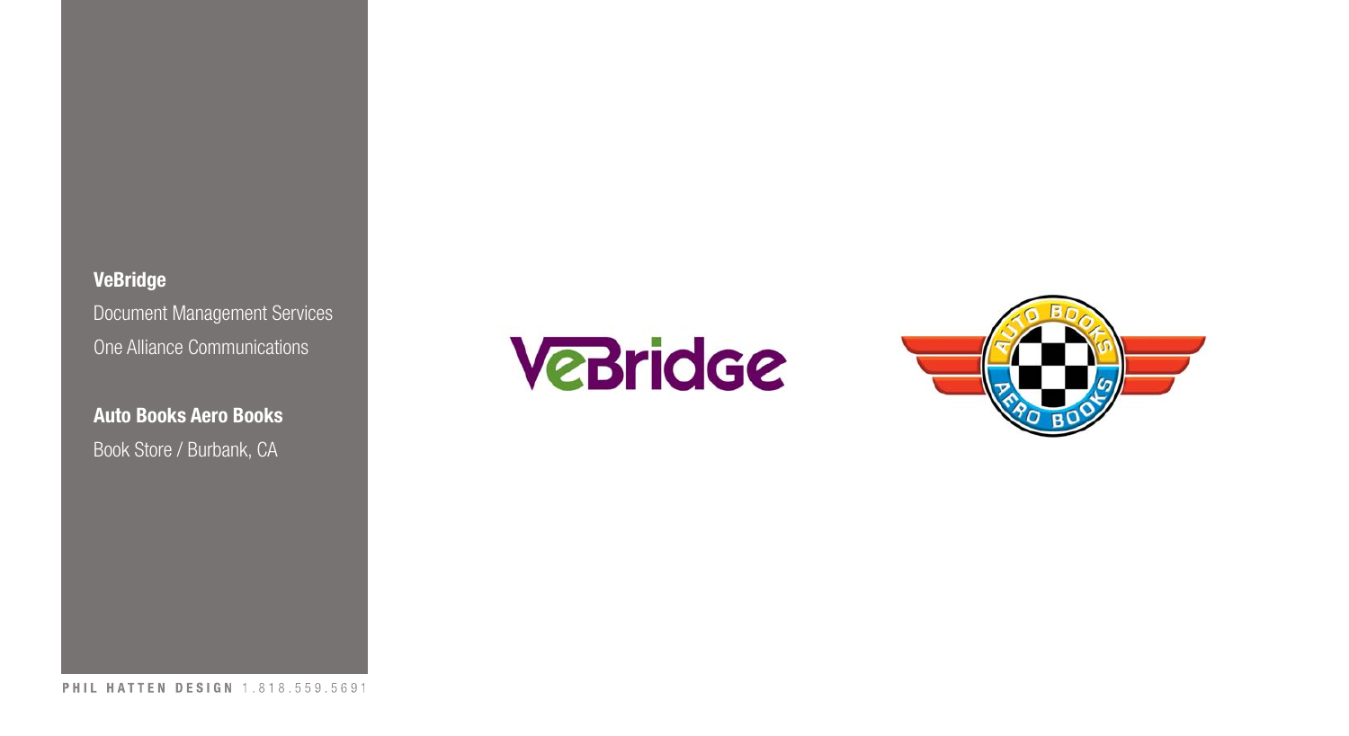**VeBridge**

Document Management Services

One Alliance Communications

**Auto Books Aero Books**

Book Store / Burbank, CA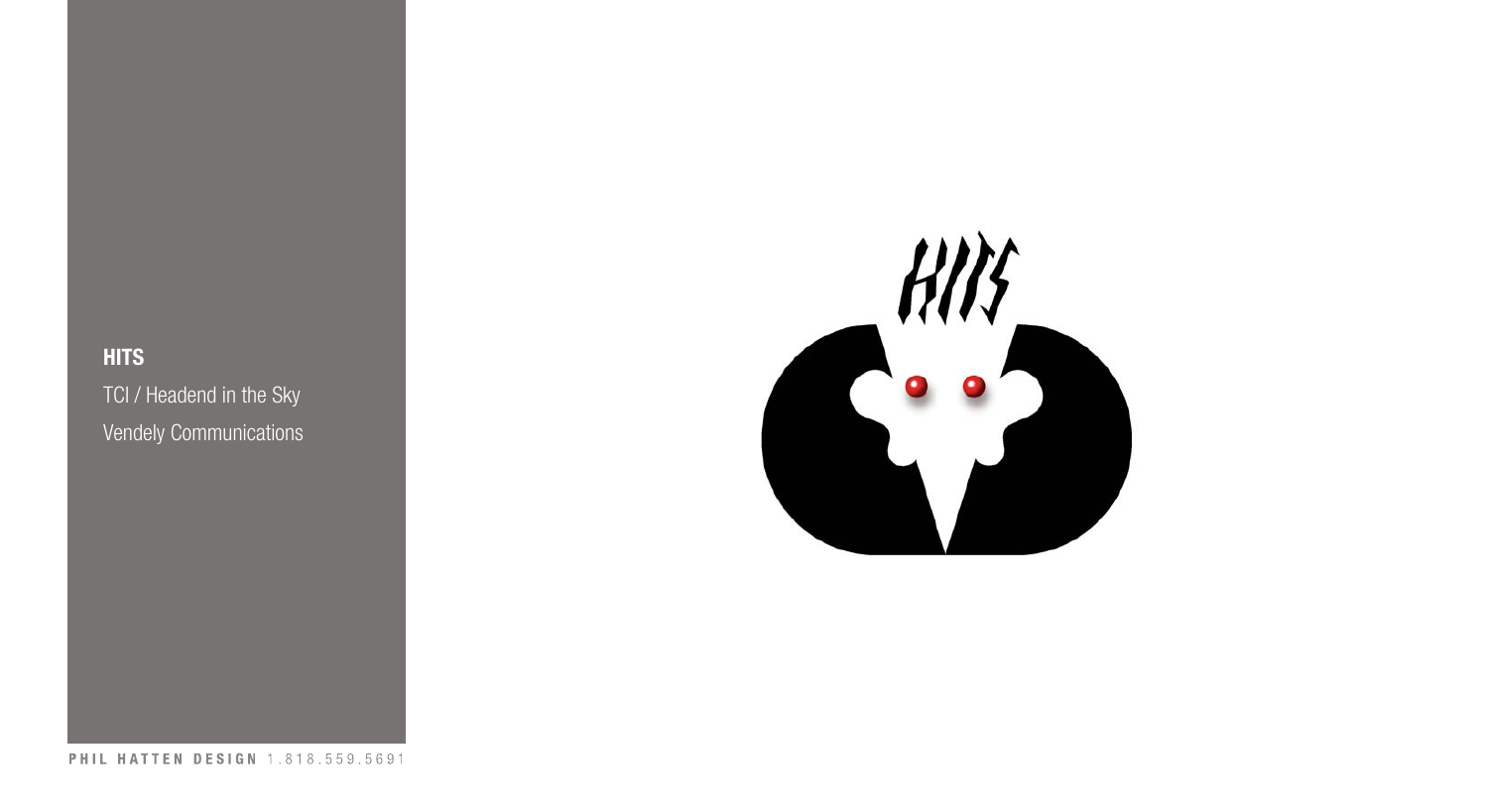**HITS**

TCI / Headend in the Sky

Vendely Communications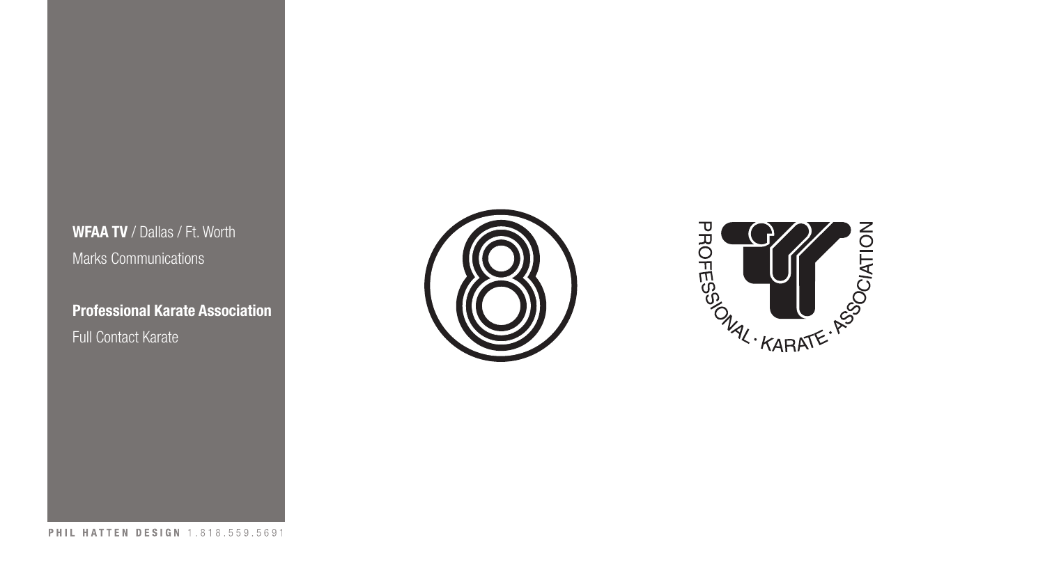**WFAA TV** / Dallas / Ft. Worth
Marks Communications

**Professional Karate Association**
Full Contact Karate

PROFESSIONAL · KARATE · ASSOCIATION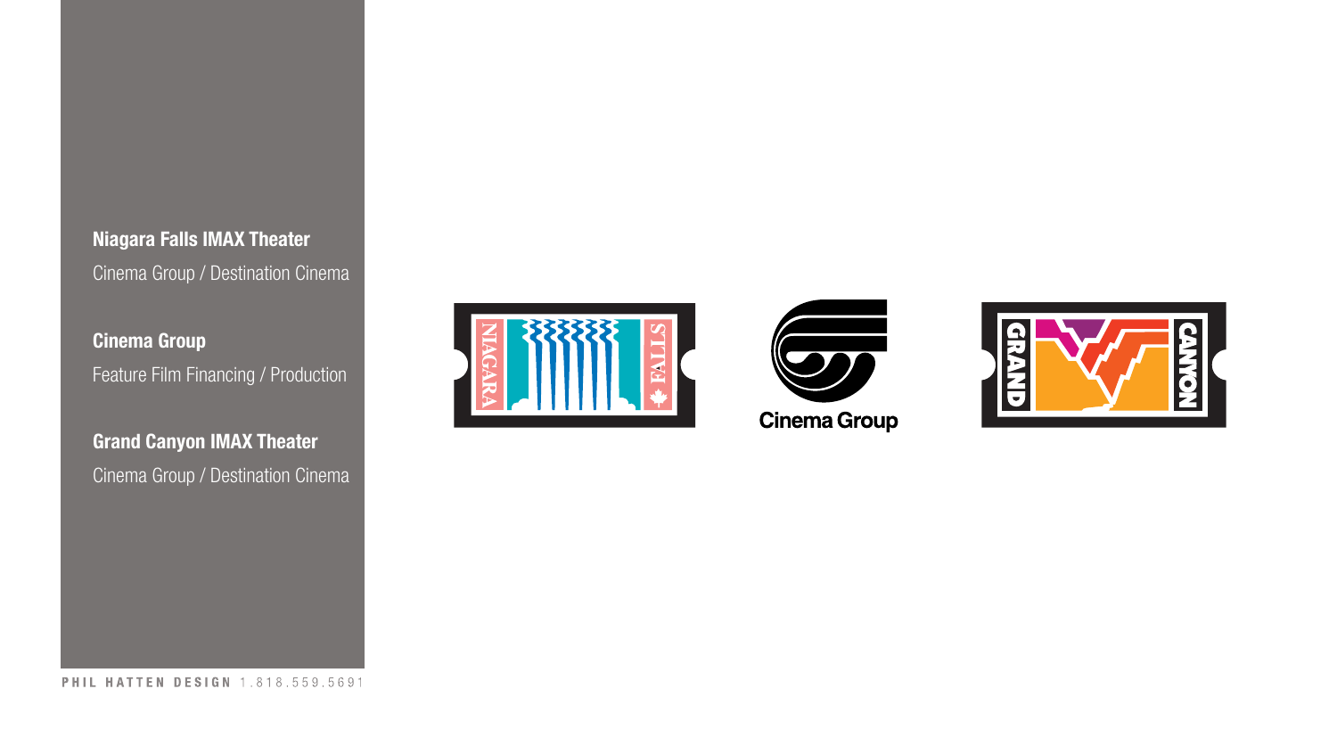**Niagara Falls IMAX Theater**
Cinema Group / Destination Cinema

**Cinema Group**
Feature Film Financing / Production

**Grand Canyon IMAX Theater**
Cinema Group / Destination Cinema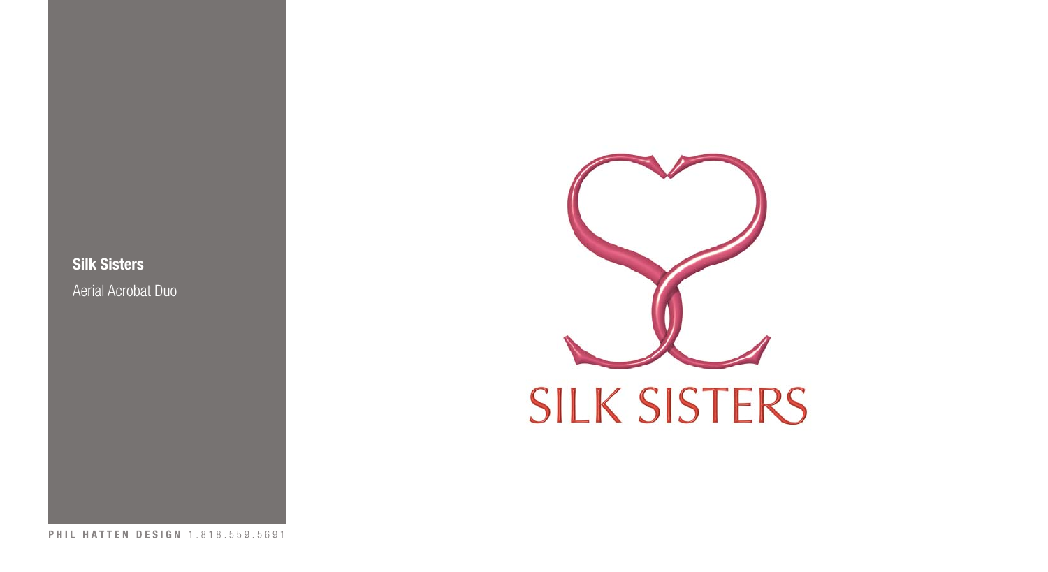**Silk Sisters**

Aerial Acrobat Duo

SILK SISTERS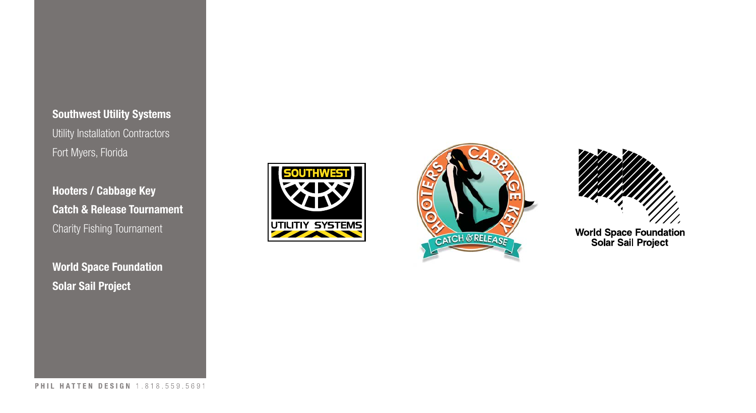**Southwest Utility Systems**
Utility Installation Contractors
Fort Myers, Florida

**Hooters / Cabbage Key**
**Catch & Release Tournament**
Charity Fishing Tournament

**World Space Foundation**
**Solar Sail Project**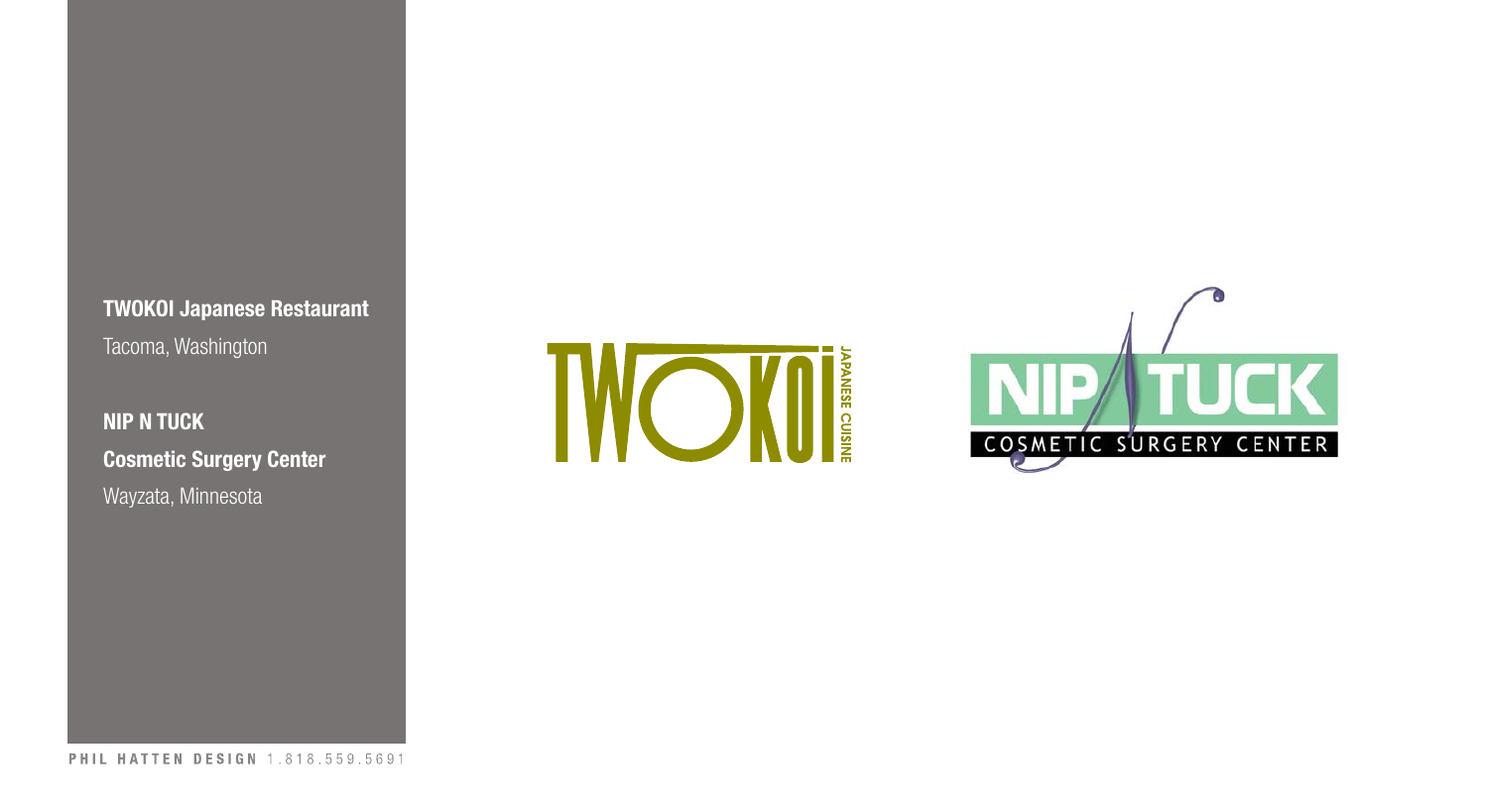**TWOKOI Japanese Restaurant**

Tacoma, Washington

**NIP N TUCK**

**Cosmetic Surgery Center**

Wayzata, Minnesota

TWOKOI JAPANESE CUISINE

NIP TUCK COSMETIC SURGERY CENTER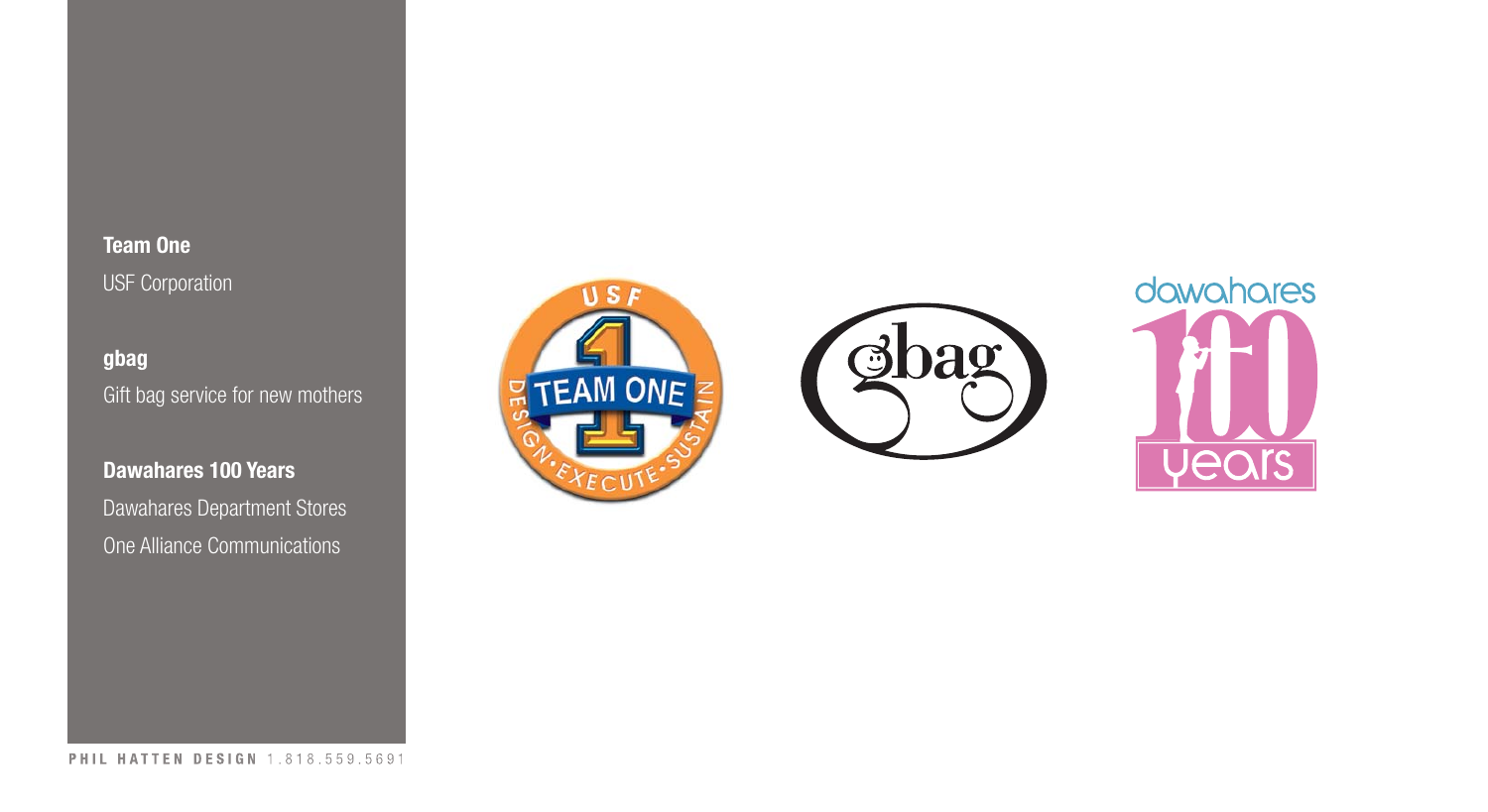**Team One**
USF Corporation

**gbag**
Gift bag service for new mothers

**Dawahares 100 Years**
Dawahares Department Stores
One Alliance Communications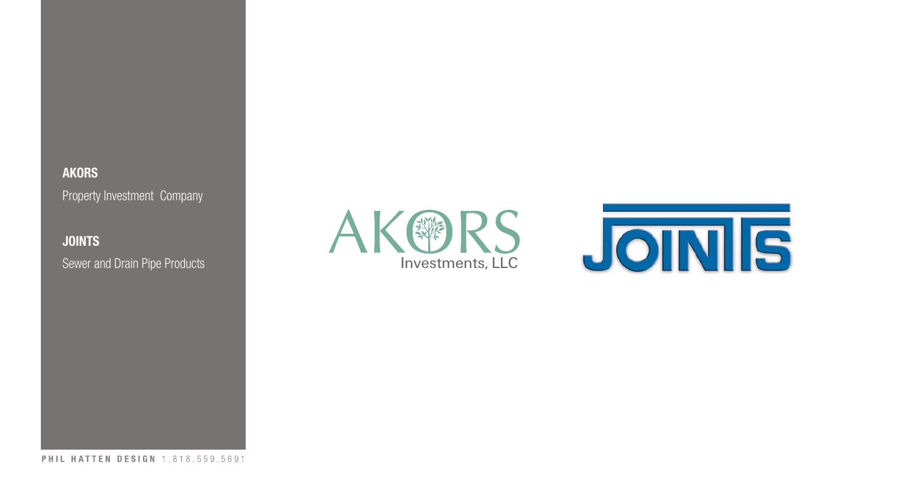**AKORS**

Property Investment Company

**JOINTS**

Sewer and Drain Pipe Products

AKORS Investments, LLC

JOINTS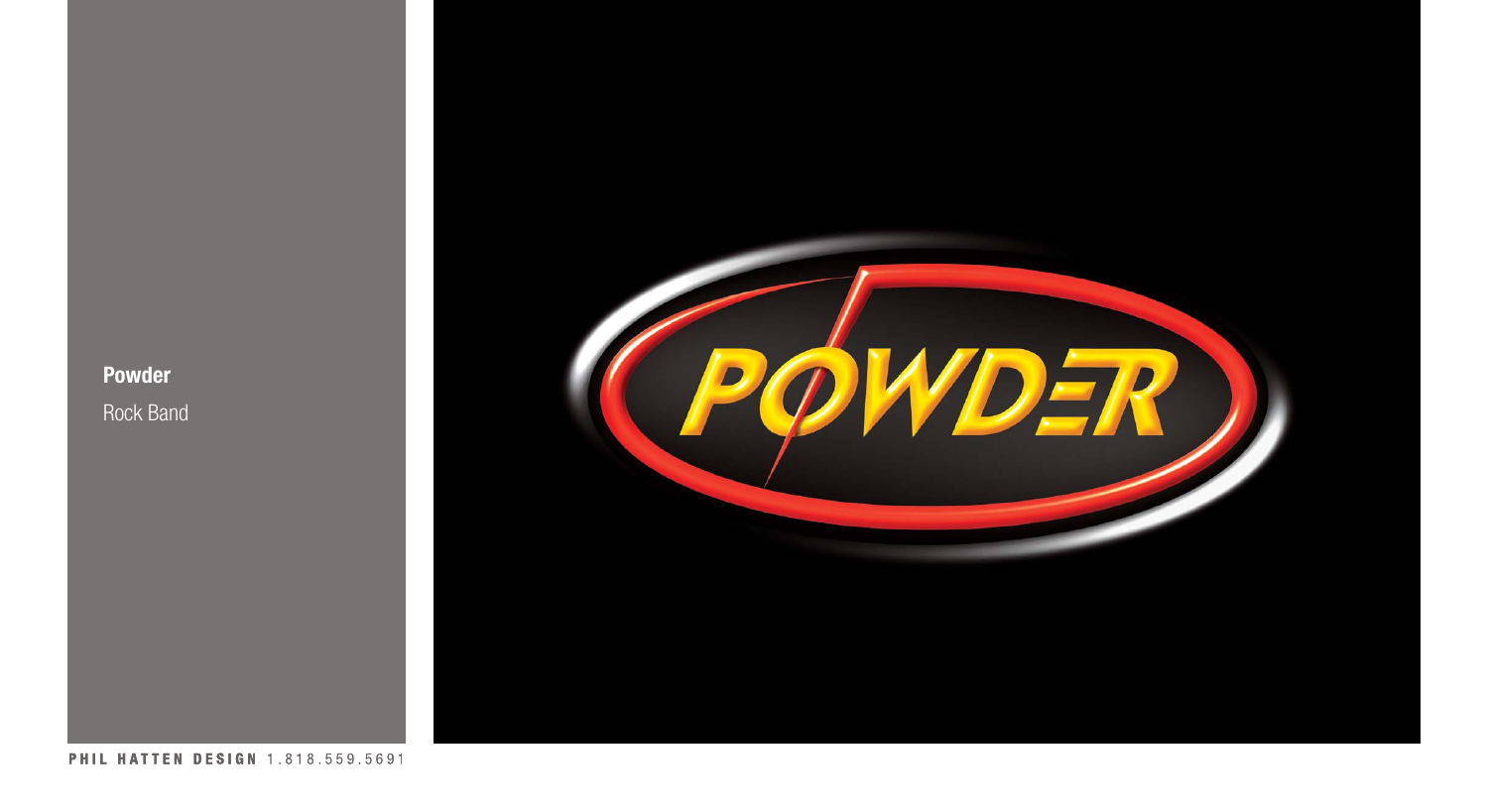**Powder**

Rock Band

PHIL HATTEN DESIGN 1.818.559.5691